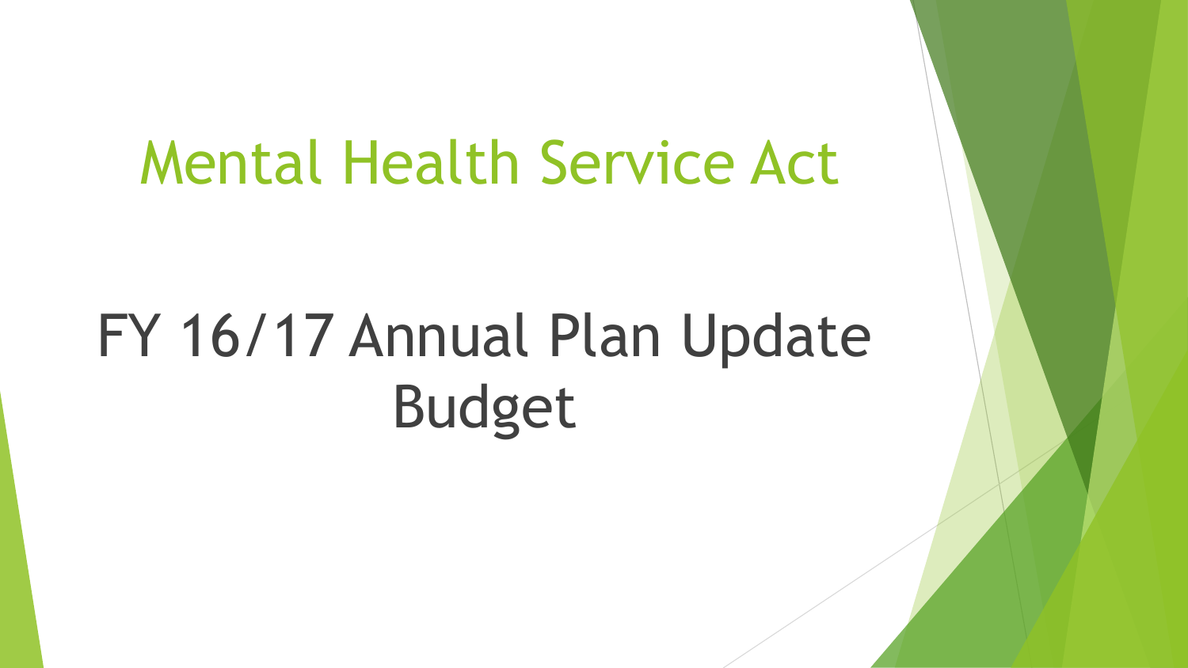# Mental Health Service Act

## FY 16/17 Annual Plan Update Budget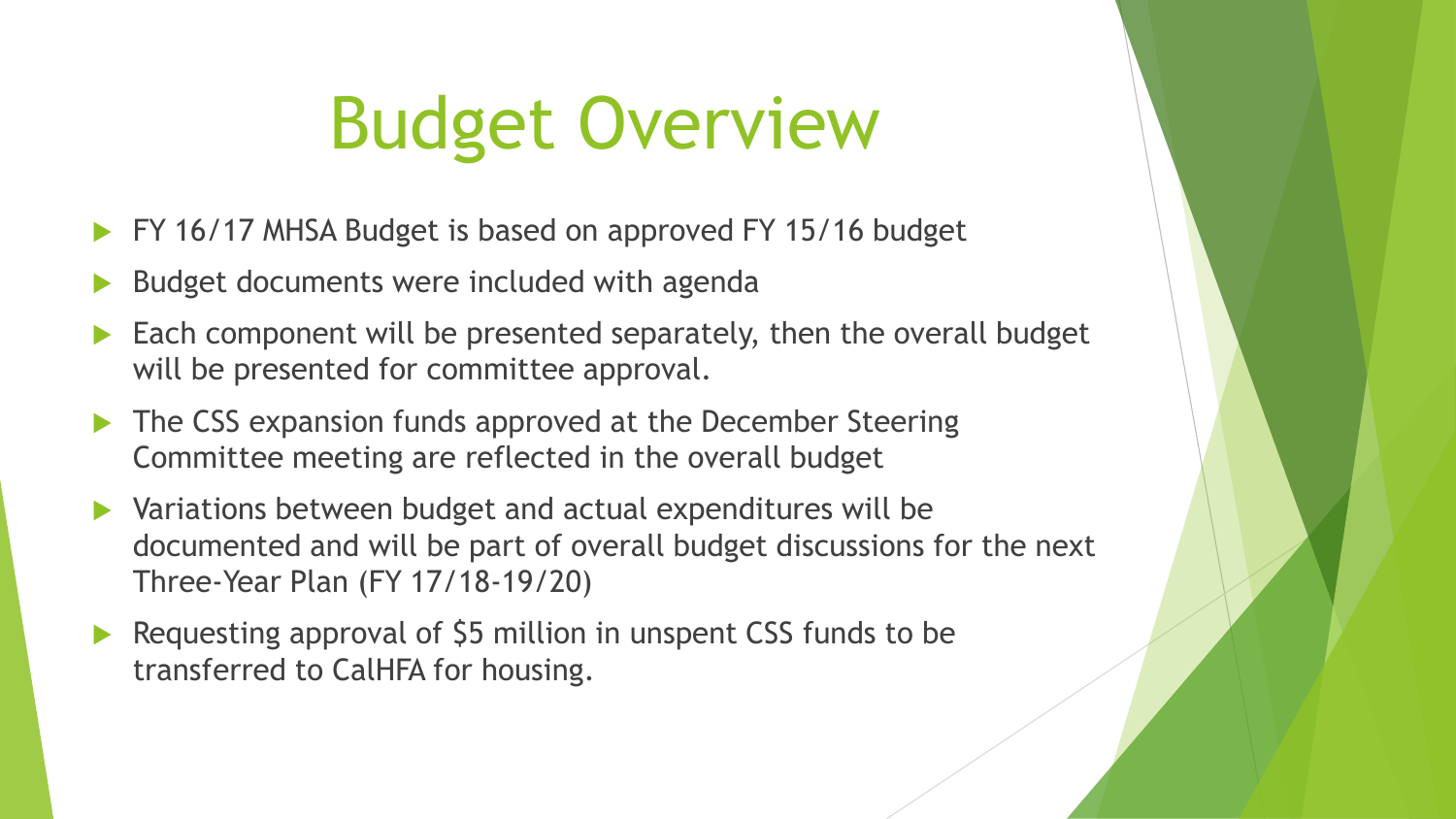# Budget Overview

- FY 16/17 MHSA Budget is based on approved FY 15/16 budget
- Budget documents were included with agenda
- Each component will be presented separately, then the overall budget will be presented for committee approval.
- The CSS expansion funds approved at the December Steering Committee meeting are reflected in the overall budget
- Variations between budget and actual expenditures will be documented and will be part of overall budget discussions for the next Three-Year Plan (FY 17/18-19/20)
- Requesting approval of $5 million in unspent CSS funds to be transferred to CalHFA for housing.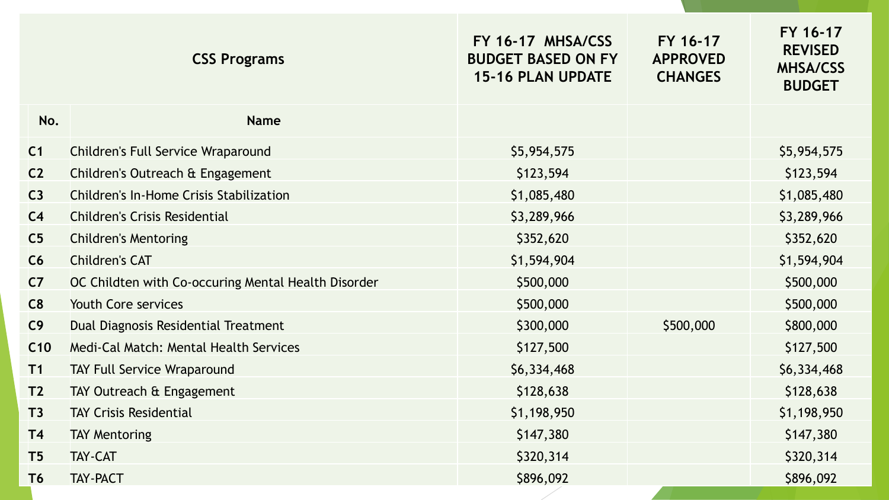| CSS Programs | | FY 16-17 MHSA/CSS BUDGET BASED ON FY 15-16 PLAN UPDATE | FY 16-17 APPROVED CHANGES | FY 16-17 REVISED MHSA/CSS BUDGET |
|---|---|---|---|---|
| No. | Name | | | |
| C1 | Children's Full Service Wraparound | $5,954,575 | | $5,954,575 |
| C2 | Children's Outreach & Engagement | $123,594 | | $123,594 |
| C3 | Children's In-Home Crisis Stabilization | $1,085,480 | | $1,085,480 |
| C4 | Children's Crisis Residential | $3,289,966 | | $3,289,966 |
| C5 | Children's Mentoring | $352,620 | | $352,620 |
| C6 | Children's CAT | $1,594,904 | | $1,594,904 |
| C7 | OC Childten with Co-occuring Mental Health Disorder | $500,000 | | $500,000 |
| C8 | Youth Core services | $500,000 | | $500,000 |
| C9 | Dual Diagnosis Residential Treatment | $300,000 | $500,000 | $800,000 |
| C10 | Medi-Cal Match: Mental Health Services | $127,500 | | $127,500 |
| T1 | TAY Full Service Wraparound | $6,334,468 | | $6,334,468 |
| T2 | TAY Outreach & Engagement | $128,638 | | $128,638 |
| T3 | TAY Crisis Residential | $1,198,950 | | $1,198,950 |
| T4 | TAY Mentoring | $147,380 | | $147,380 |
| T5 | TAY-CAT | $320,314 | | $320,314 |
| T6 | TAY-PACT | $896,092 | | $896,092 |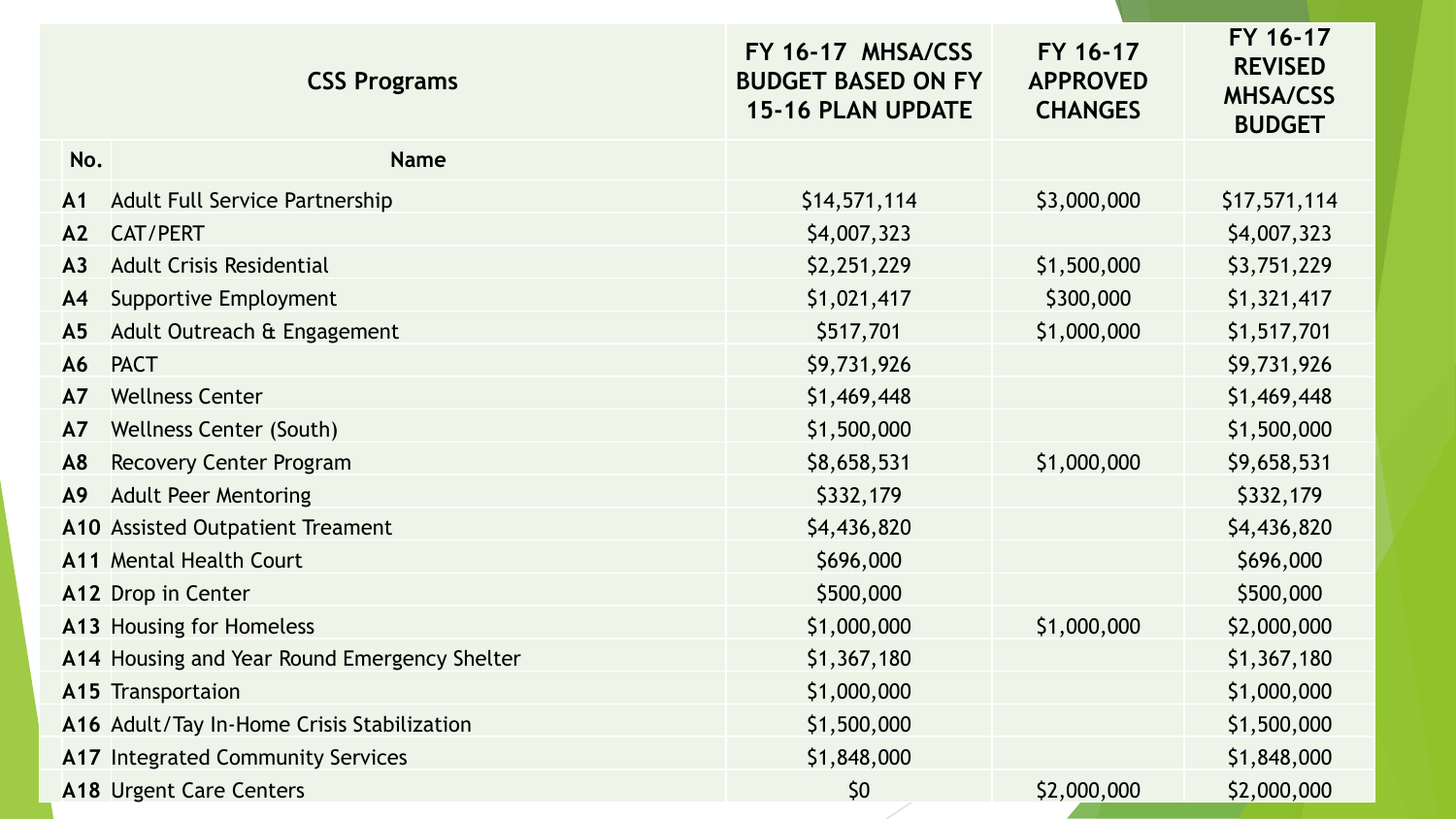| CSS Programs | | FY 16-17 MHSA/CSS BUDGET BASED ON FY 15-16 PLAN UPDATE | FY 16-17 APPROVED CHANGES | FY 16-17 REVISED MHSA/CSS BUDGET |
|---|---|---|---|---|
| **No.** | **Name** | | | |
| A1 | Adult Full Service Partnership | $14,571,114 | $3,000,000 | $17,571,114 |
| A2 | CAT/PERT | $4,007,323 | | $4,007,323 |
| A3 | Adult Crisis Residential | $2,251,229 | $1,500,000 | $3,751,229 |
| A4 | Supportive Employment | $1,021,417 | $300,000 | $1,321,417 |
| A5 | Adult Outreach & Engagement | $517,701 | $1,000,000 | $1,517,701 |
| A6 | PACT | $9,731,926 | | $9,731,926 |
| A7 | Wellness Center | $1,469,448 | | $1,469,448 |
| A7 | Wellness Center (South) | $1,500,000 | | $1,500,000 |
| A8 | Recovery Center Program | $8,658,531 | $1,000,000 | $9,658,531 |
| A9 | Adult Peer Mentoring | $332,179 | | $332,179 |
| A10 | Assisted Outpatient Treament | $4,436,820 | | $4,436,820 |
| A11 | Mental Health Court | $696,000 | | $696,000 |
| A12 | Drop in Center | $500,000 | | $500,000 |
| A13 | Housing for Homeless | $1,000,000 | $1,000,000 | $2,000,000 |
| A14 | Housing and Year Round Emergency Shelter | $1,367,180 | | $1,367,180 |
| A15 | Transportaion | $1,000,000 | | $1,000,000 |
| A16 | Adult/Tay In-Home Crisis Stabilization | $1,500,000 | | $1,500,000 |
| A17 | Integrated Community Services | $1,848,000 | | $1,848,000 |
| A18 | Urgent Care Centers | $0 | $2,000,000 | $2,000,000 |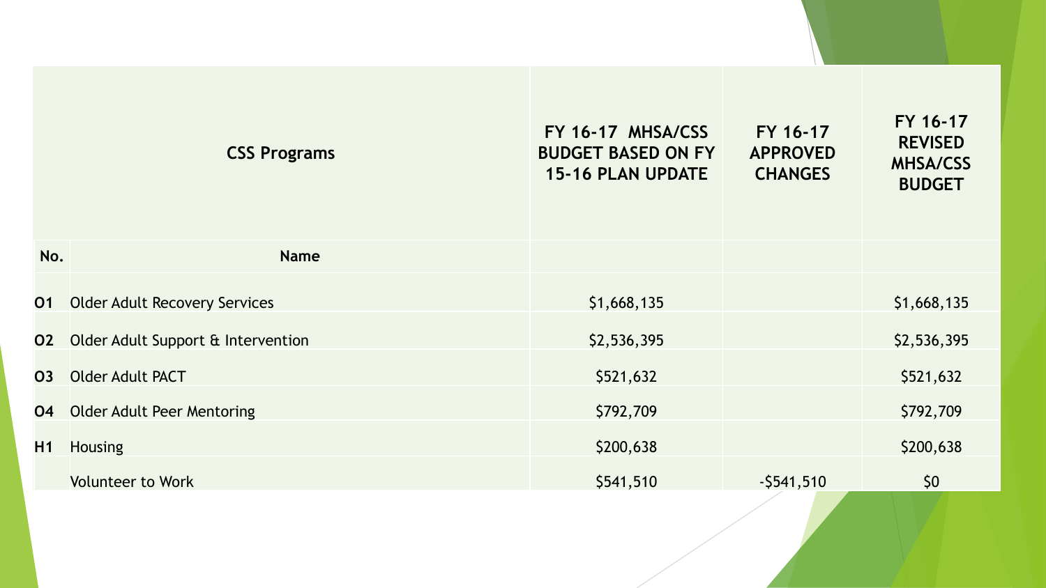| CSS Programs | | FY 16-17 MHSA/CSS BUDGET BASED ON FY 15-16 PLAN UPDATE | FY 16-17 APPROVED CHANGES | FY 16-17 REVISED MHSA/CSS BUDGET |
|---|---|---|---|---|
| No. | Name | | | |
| O1 | Older Adult Recovery Services | $1,668,135 | | $1,668,135 |
| O2 | Older Adult Support & Intervention | $2,536,395 | | $2,536,395 |
| O3 | Older Adult PACT | $521,632 | | $521,632 |
| O4 | Older Adult Peer Mentoring | $792,709 | | $792,709 |
| H1 | Housing | $200,638 | | $200,638 |
| | Volunteer to Work | $541,510 | -$541,510 | $0 |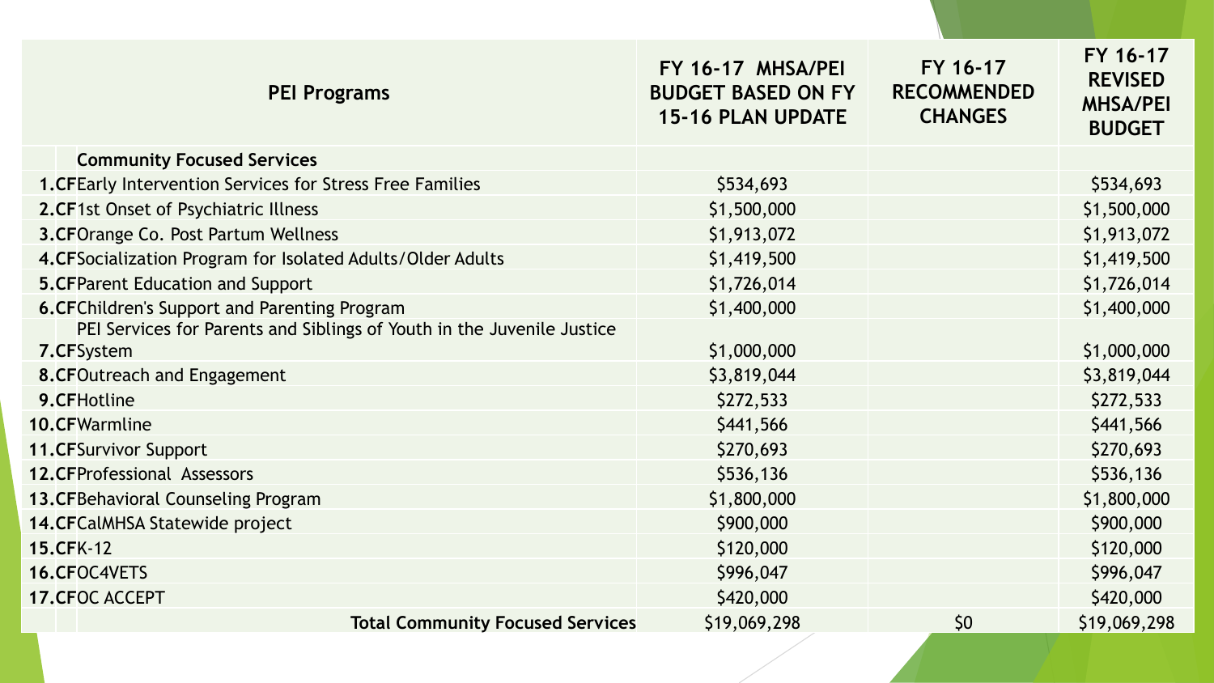| PEI Programs | FY 16-17 MHSA/PEI BUDGET BASED ON FY 15-16 PLAN UPDATE | FY 16-17 RECOMMENDED CHANGES | FY 16-17 REVISED MHSA/PEI BUDGET |
|---|---|---|---|
| **Community Focused Services** | | | |
| **1.CF** Early Intervention Services for Stress Free Families | $534,693 | | $534,693 |
| **2.CF** 1st Onset of Psychiatric Illness | $1,500,000 | | $1,500,000 |
| **3.CF** Orange Co. Post Partum Wellness | $1,913,072 | | $1,913,072 |
| **4.CF** Socialization Program for Isolated Adults/Older Adults | $1,419,500 | | $1,419,500 |
| **5.CF** Parent Education and Support | $1,726,014 | | $1,726,014 |
| **6.CF** Children's Support and Parenting Program | $1,400,000 | | $1,400,000 |
| **7.CF** PEI Services for Parents and Siblings of Youth in the Juvenile Justice System | $1,000,000 | | $1,000,000 |
| **8.CF** Outreach and Engagement | $3,819,044 | | $3,819,044 |
| **9.CF** Hotline | $272,533 | | $272,533 |
| **10.CF** Warmline | $441,566 | | $441,566 |
| **11.CF** Survivor Support | $270,693 | | $270,693 |
| **12.CF** Professional Assessors | $536,136 | | $536,136 |
| **13.CF** Behavioral Counseling Program | $1,800,000 | | $1,800,000 |
| **14.CF** CalMHSA Statewide project | $900,000 | | $900,000 |
| **15.CF** K-12 | $120,000 | | $120,000 |
| **16.CF** OC4VETS | $996,047 | | $996,047 |
| **17.CF** OC ACCEPT | $420,000 | | $420,000 |
| **Total Community Focused Services** | $19,069,298 | $0 | $19,069,298 |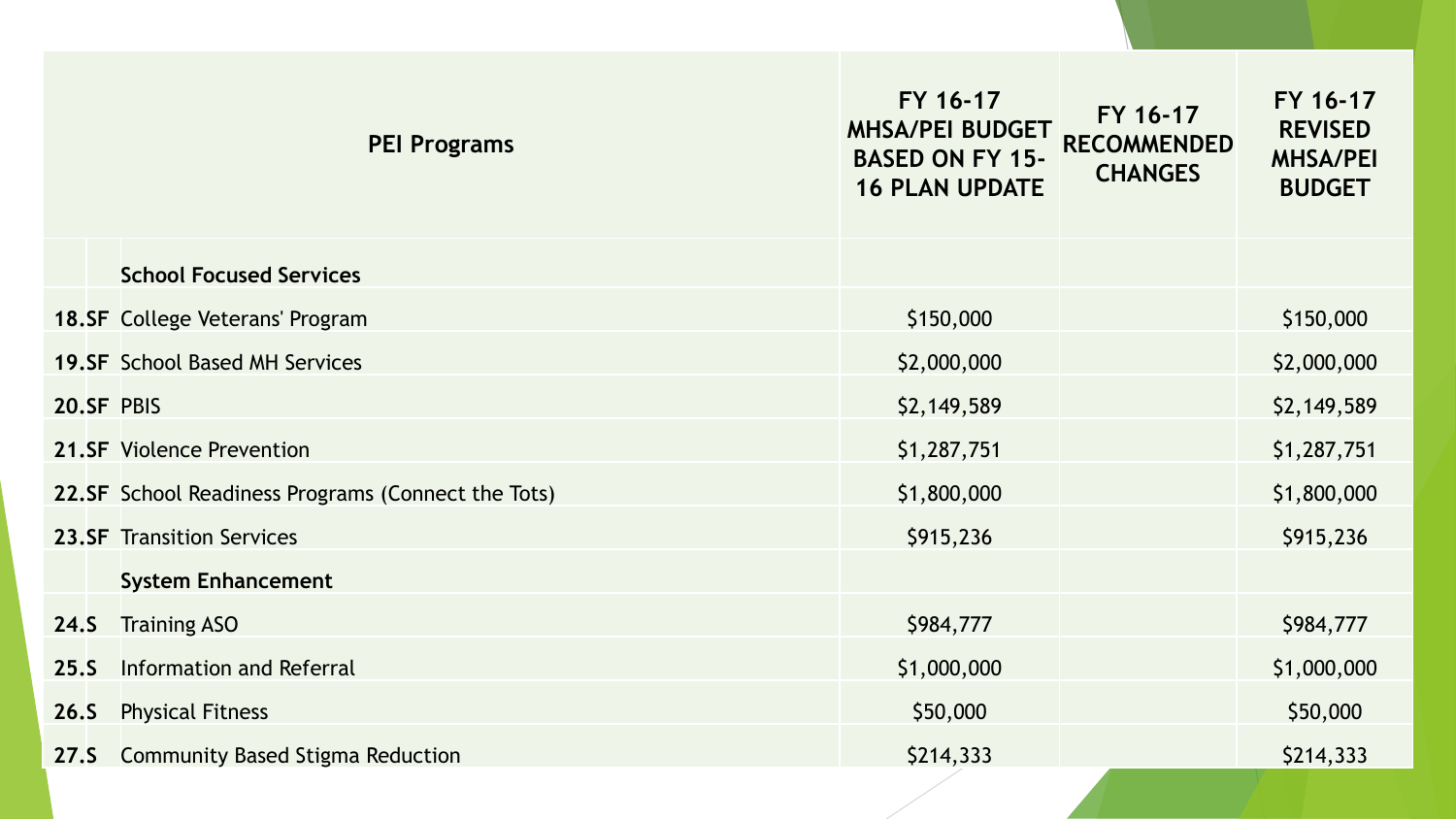| | PEI Programs | FY 16-17 MHSA/PEI BUDGET BASED ON FY 15-16 PLAN UPDATE | FY 16-17 RECOMMENDED CHANGES | FY 16-17 REVISED MHSA/PEI BUDGET |
|---|---|---|---|---|
| | **School Focused Services** | | | |
| **18.SF** | College Veterans' Program | $150,000 | | $150,000 |
| **19.SF** | School Based MH Services | $2,000,000 | | $2,000,000 |
| **20.SF** | PBIS | $2,149,589 | | $2,149,589 |
| **21.SF** | Violence Prevention | $1,287,751 | | $1,287,751 |
| **22.SF** | School Readiness Programs (Connect the Tots) | $1,800,000 | | $1,800,000 |
| **23.SF** | Transition Services | $915,236 | | $915,236 |
| | **System Enhancement** | | | |
| **24.S** | Training ASO | $984,777 | | $984,777 |
| **25.S** | Information and Referral | $1,000,000 | | $1,000,000 |
| **26.S** | Physical Fitness | $50,000 | | $50,000 |
| **27.S** | Community Based Stigma Reduction | $214,333 | | $214,333 |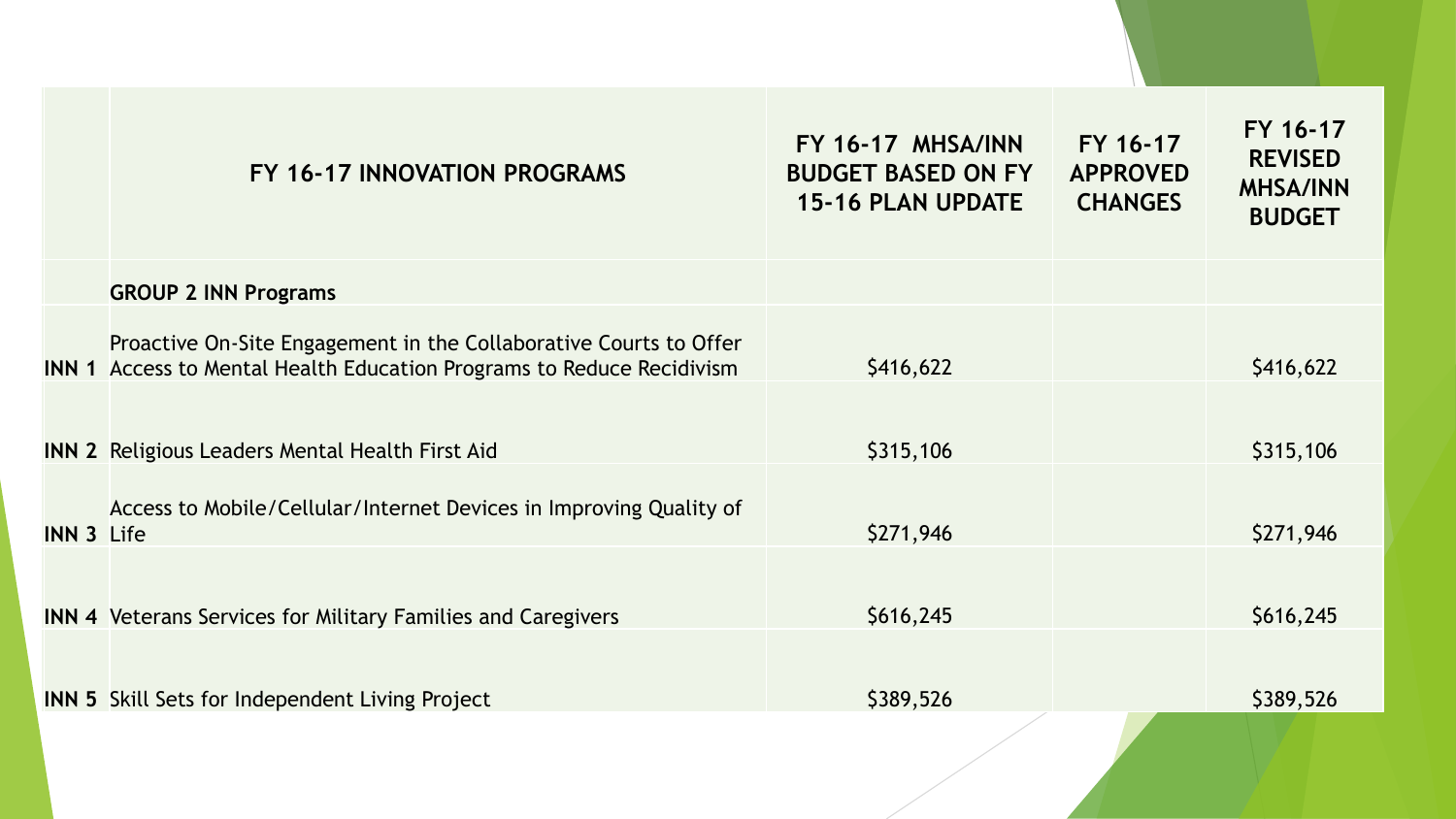| | FY 16-17 INNOVATION PROGRAMS | FY 16-17 MHSA/INN BUDGET BASED ON FY 15-16 PLAN UPDATE | FY 16-17 APPROVED CHANGES | FY 16-17 REVISED MHSA/INN BUDGET |
|---|---|---|---|---|
| | **GROUP 2 INN Programs** | | | |
| **INN 1** | Proactive On-Site Engagement in the Collaborative Courts to Offer Access to Mental Health Education Programs to Reduce Recidivism | $416,622 | | $416,622 |
| **INN 2** | Religious Leaders Mental Health First Aid | $315,106 | | $315,106 |
| **INN 3** | Access to Mobile/Cellular/Internet Devices in Improving Quality of Life | $271,946 | | $271,946 |
| **INN 4** | Veterans Services for Military Families and Caregivers | $616,245 | | $616,245 |
| **INN 5** | Skill Sets for Independent Living Project | $389,526 | | $389,526 |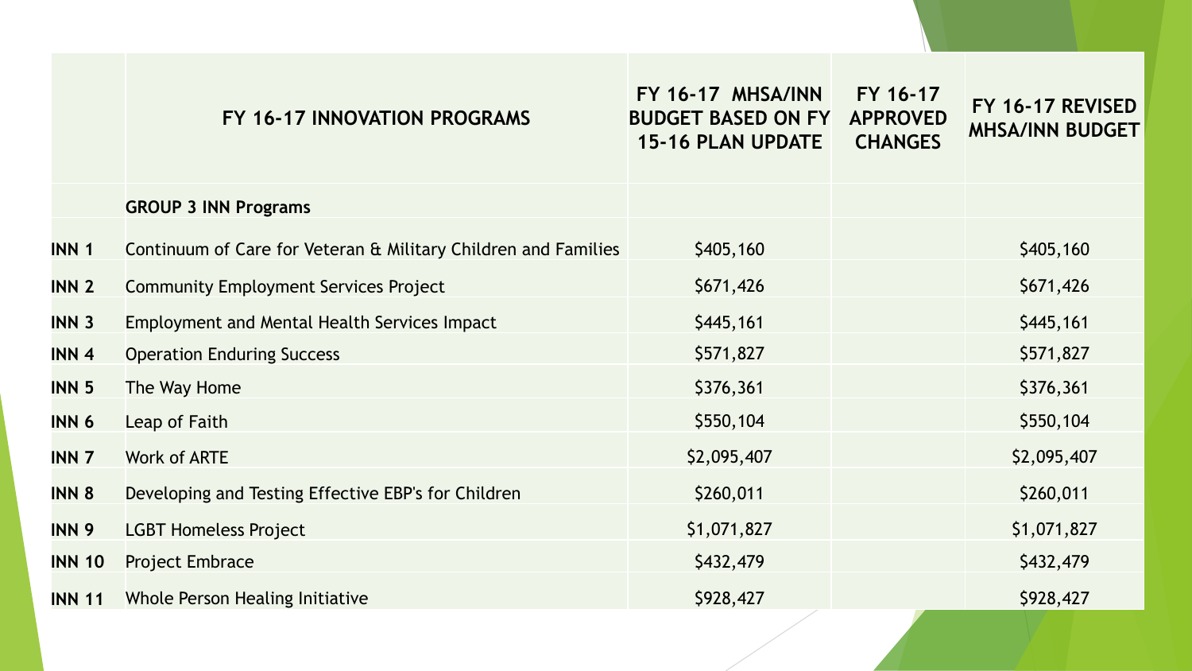| | FY 16-17 INNOVATION PROGRAMS | FY 16-17 MHSA/INN BUDGET BASED ON FY 15-16 PLAN UPDATE | FY 16-17 APPROVED CHANGES | FY 16-17 REVISED MHSA/INN BUDGET |
|---|---|---|---|---|
| | **GROUP 3 INN Programs** | | | |
| **INN 1** | Continuum of Care for Veteran & Military Children and Families | $405,160 | | $405,160 |
| **INN 2** | Community Employment Services Project | $671,426 | | $671,426 |
| **INN 3** | Employment and Mental Health Services Impact | $445,161 | | $445,161 |
| **INN 4** | Operation Enduring Success | $571,827 | | $571,827 |
| **INN 5** | The Way Home | $376,361 | | $376,361 |
| **INN 6** | Leap of Faith | $550,104 | | $550,104 |
| **INN 7** | Work of ARTE | $2,095,407 | | $2,095,407 |
| **INN 8** | Developing and Testing Effective EBP's for Children | $260,011 | | $260,011 |
| **INN 9** | LGBT Homeless Project | $1,071,827 | | $1,071,827 |
| **INN 10** | Project Embrace | $432,479 | | $432,479 |
| **INN 11** | Whole Person Healing Initiative | $928,427 | | $928,427 |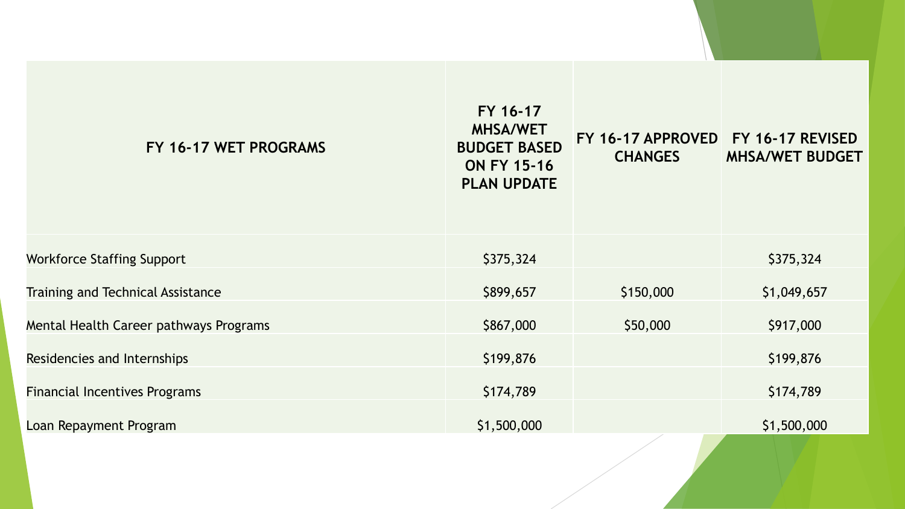| FY 16-17 WET PROGRAMS | FY 16-17 MHSA/WET BUDGET BASED ON FY 15-16 PLAN UPDATE | FY 16-17 APPROVED CHANGES | FY 16-17 REVISED MHSA/WET BUDGET |
|---|---|---|---|
| Workforce Staffing Support | $375,324 | | $375,324 |
| Training and Technical Assistance | $899,657 | $150,000 | $1,049,657 |
| Mental Health Career pathways Programs | $867,000 | $50,000 | $917,000 |
| Residencies and Internships | $199,876 | | $199,876 |
| Financial Incentives Programs | $174,789 | | $174,789 |
| Loan Repayment Program | $1,500,000 | | $1,500,000 |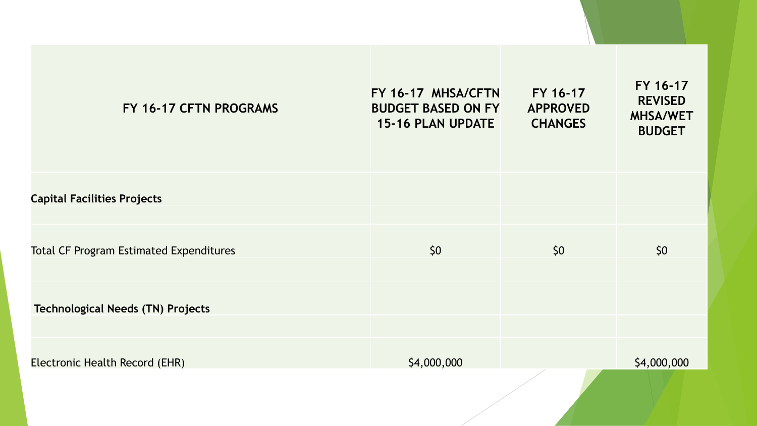| FY 16-17 CFTN PROGRAMS | FY 16-17 MHSA/CFTN BUDGET BASED ON FY 15-16 PLAN UPDATE | FY 16-17 APPROVED CHANGES | FY 16-17 REVISED MHSA/WET BUDGET |
|---|---|---|---|
| **Capital Facilities Projects** | | | |
| | | | |
| Total CF Program Estimated Expenditures | $0 | $0 | $0 |
| | | | |
| **Technological Needs (TN) Projects** | | | |
| | | | |
| Electronic Health Record (EHR) | $4,000,000 | | $4,000,000 |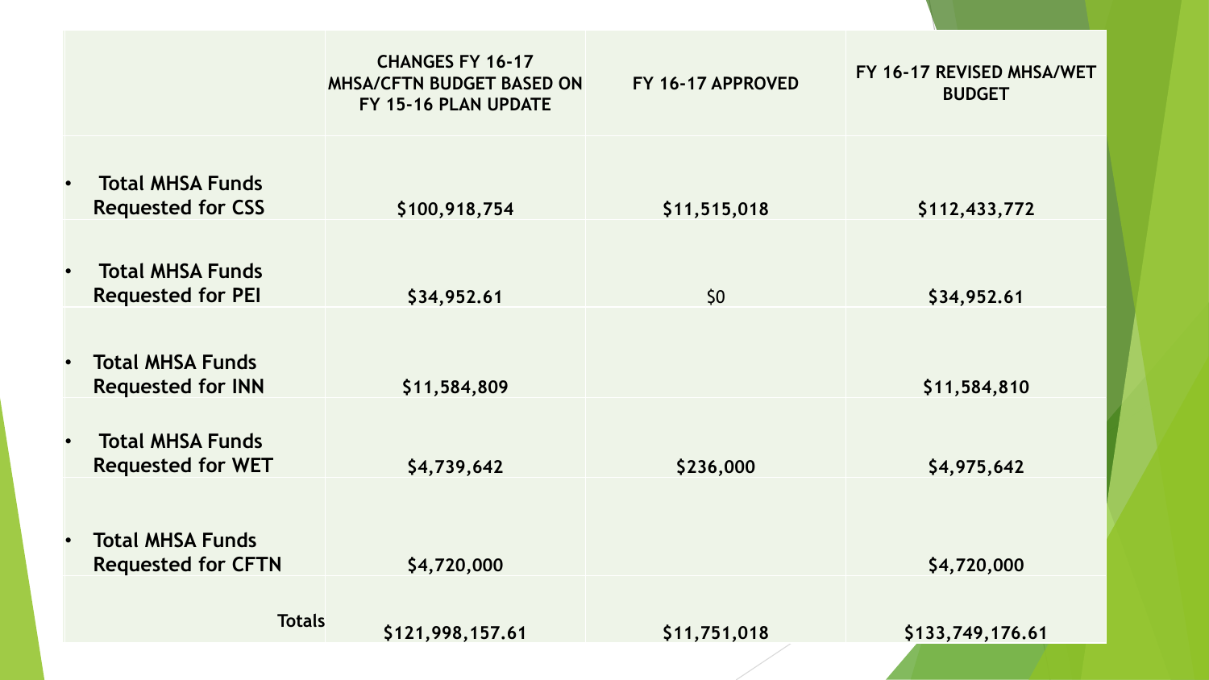| | CHANGES FY 16-17 MHSA/CFTN BUDGET BASED ON FY 15-16 PLAN UPDATE | FY 16-17 APPROVED | FY 16-17 REVISED MHSA/WET BUDGET |
|---|---|---|---|
| • Total MHSA Funds Requested for CSS | $100,918,754 | $11,515,018 | $112,433,772 |
| • Total MHSA Funds Requested for PEI | $34,952.61 | $0 | $34,952.61 |
| • Total MHSA Funds Requested for INN | $11,584,809 | | $11,584,810 |
| • Total MHSA Funds Requested for WET | $4,739,642 | $236,000 | $4,975,642 |
| • Total MHSA Funds Requested for CFTN | $4,720,000 | | $4,720,000 |
| Totals | $121,998,157.61 | $11,751,018 | $133,749,176.61 |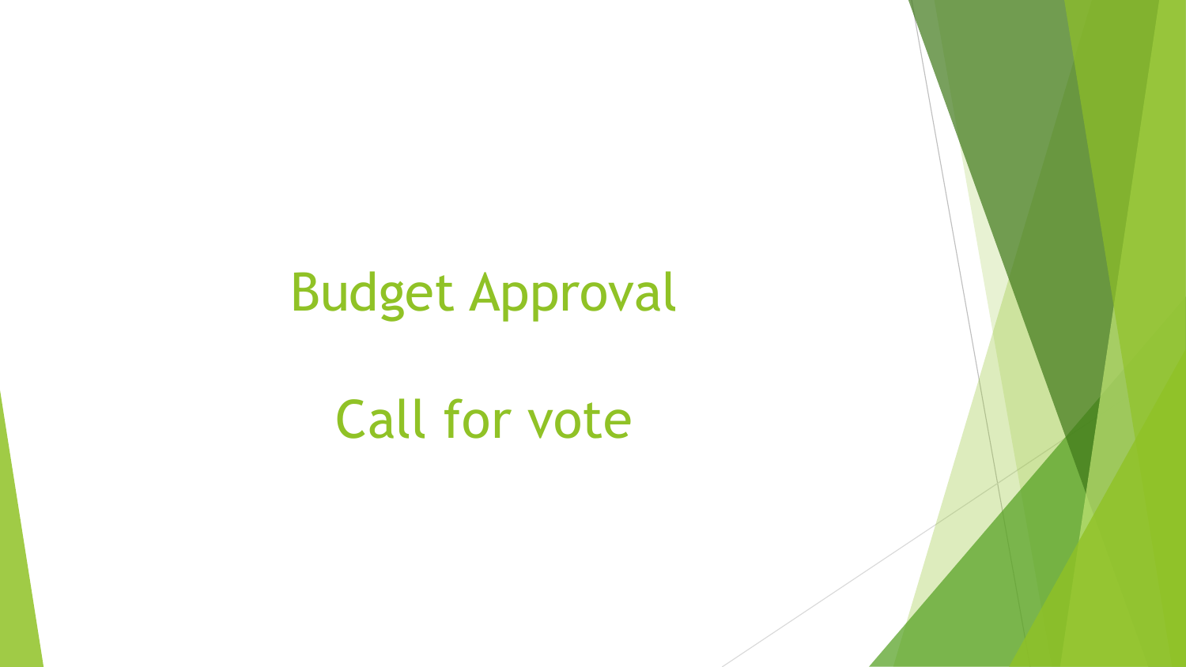# Budget Approval

# Call for vote